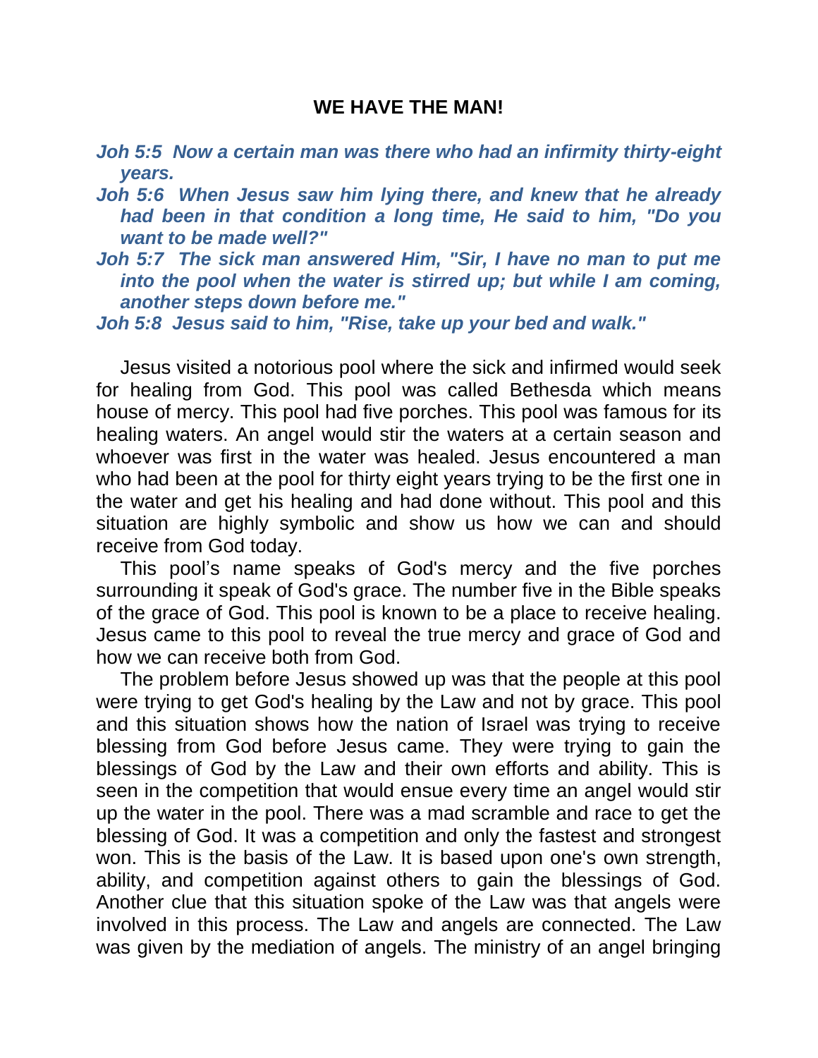## WE HAVE THE MAN!

***Joh 5:5  Now a certain man was there who had an infirmity thirty-eight years.***

***Joh 5:6  When Jesus saw him lying there, and knew that he already had been in that condition a long time, He said to him, "Do you want to be made well?"***

***Joh 5:7  The sick man answered Him, "Sir, I have no man to put me into the pool when the water is stirred up; but while I am coming, another steps down before me."***

***Joh 5:8  Jesus said to him, "Rise, take up your bed and walk."***

Jesus visited a notorious pool where the sick and infirmed would seek for healing from God. This pool was called Bethesda which means house of mercy. This pool had five porches. This pool was famous for its healing waters. An angel would stir the waters at a certain season and whoever was first in the water was healed. Jesus encountered a man who had been at the pool for thirty eight years trying to be the first one in the water and get his healing and had done without. This pool and this situation are highly symbolic and show us how we can and should receive from God today.

This pool's name speaks of God's mercy and the five porches surrounding it speak of God's grace. The number five in the Bible speaks of the grace of God. This pool is known to be a place to receive healing. Jesus came to this pool to reveal the true mercy and grace of God and how we can receive both from God.

The problem before Jesus showed up was that the people at this pool were trying to get God's healing by the Law and not by grace. This pool and this situation shows how the nation of Israel was trying to receive blessing from God before Jesus came. They were trying to gain the blessings of God by the Law and their own efforts and ability. This is seen in the competition that would ensue every time an angel would stir up the water in the pool. There was a mad scramble and race to get the blessing of God. It was a competition and only the fastest and strongest won. This is the basis of the Law. It is based upon one's own strength, ability, and competition against others to gain the blessings of God. Another clue that this situation spoke of the Law was that angels were involved in this process. The Law and angels are connected. The Law was given by the mediation of angels. The ministry of an angel bringing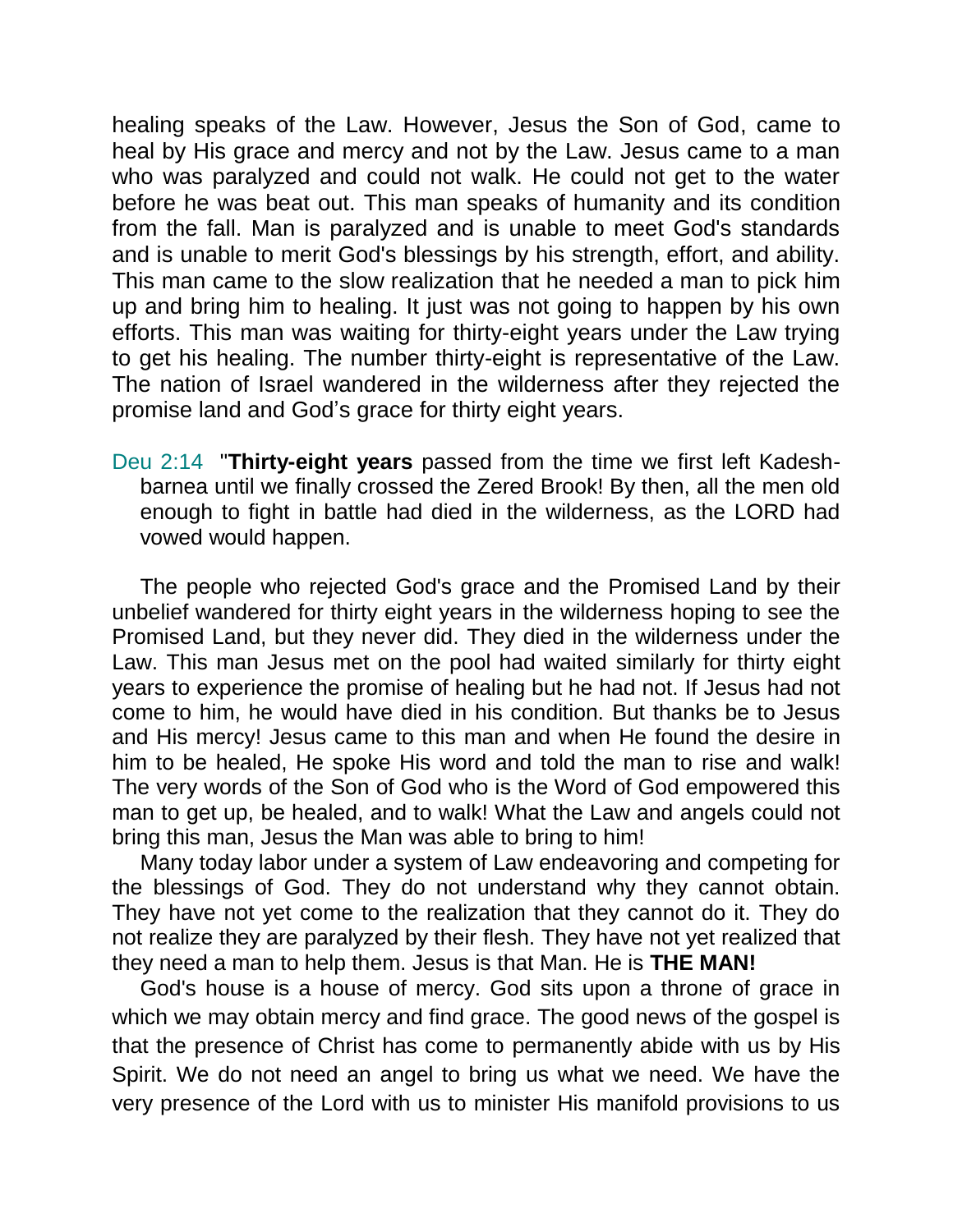healing speaks of the Law. However, Jesus the Son of God, came to heal by His grace and mercy and not by the Law. Jesus came to a man who was paralyzed and could not walk. He could not get to the water before he was beat out. This man speaks of humanity and its condition from the fall. Man is paralyzed and is unable to meet God's standards and is unable to merit God's blessings by his strength, effort, and ability. This man came to the slow realization that he needed a man to pick him up and bring him to healing. It just was not going to happen by his own efforts. This man was waiting for thirty-eight years under the Law trying to get his healing. The number thirty-eight is representative of the Law. The nation of Israel wandered in the wilderness after they rejected the promise land and God's grace for thirty eight years.

Deu 2:14 "**Thirty-eight years** passed from the time we first left Kadesh-barnea until we finally crossed the Zered Brook! By then, all the men old enough to fight in battle had died in the wilderness, as the LORD had vowed would happen.

The people who rejected God's grace and the Promised Land by their unbelief wandered for thirty eight years in the wilderness hoping to see the Promised Land, but they never did. They died in the wilderness under the Law. This man Jesus met on the pool had waited similarly for thirty eight years to experience the promise of healing but he had not. If Jesus had not come to him, he would have died in his condition. But thanks be to Jesus and His mercy! Jesus came to this man and when He found the desire in him to be healed, He spoke His word and told the man to rise and walk! The very words of the Son of God who is the Word of God empowered this man to get up, be healed, and to walk! What the Law and angels could not bring this man, Jesus the Man was able to bring to him!

Many today labor under a system of Law endeavoring and competing for the blessings of God. They do not understand why they cannot obtain. They have not yet come to the realization that they cannot do it. They do not realize they are paralyzed by their flesh. They have not yet realized that they need a man to help them. Jesus is that Man. He is **THE MAN!**

God's house is a house of mercy. God sits upon a throne of grace in which we may obtain mercy and find grace. The good news of the gospel is that the presence of Christ has come to permanently abide with us by His Spirit. We do not need an angel to bring us what we need. We have the very presence of the Lord with us to minister His manifold provisions to us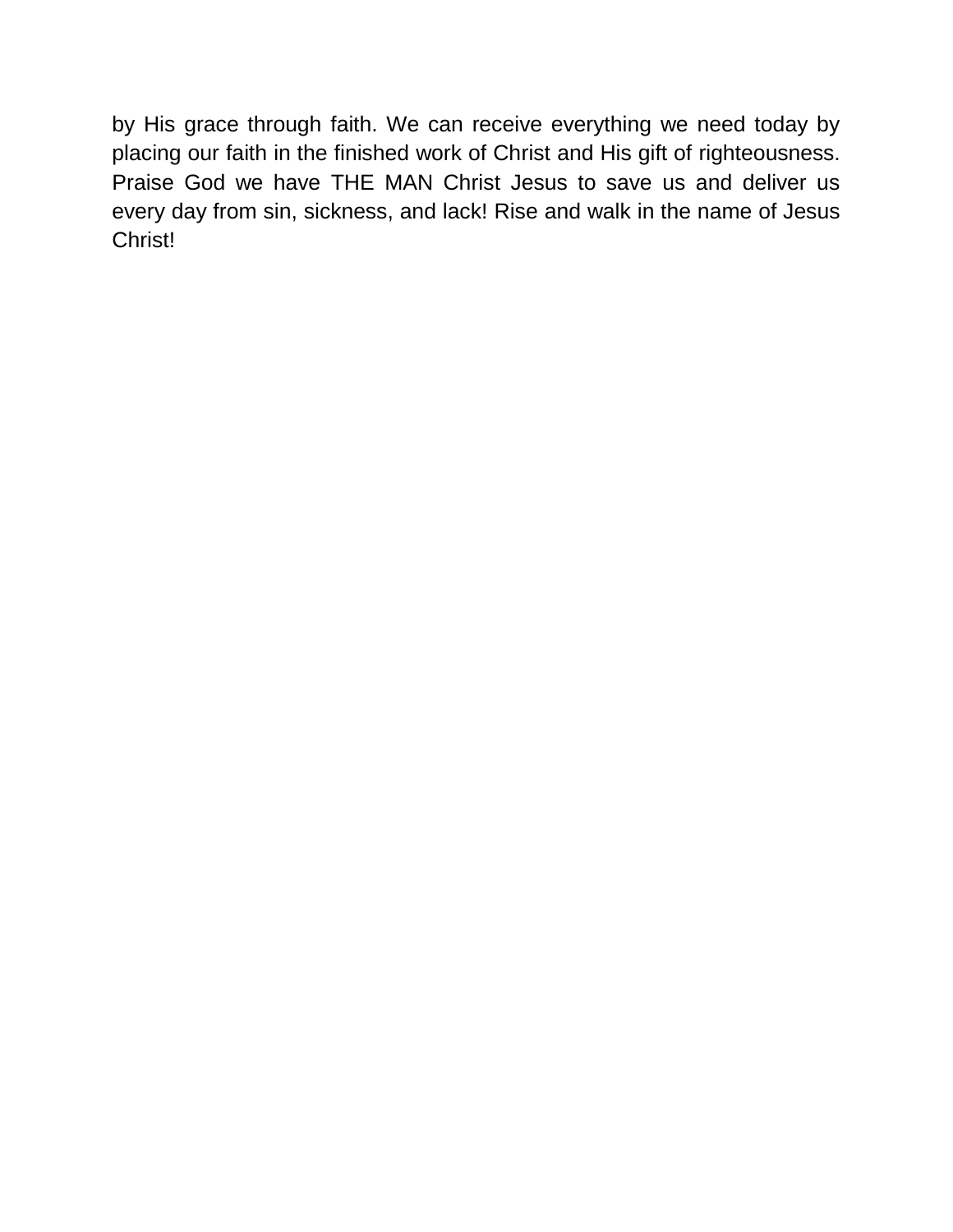by His grace through faith. We can receive everything we need today by placing our faith in the finished work of Christ and His gift of righteousness. Praise God we have THE MAN Christ Jesus to save us and deliver us every day from sin, sickness, and lack! Rise and walk in the name of Jesus Christ!